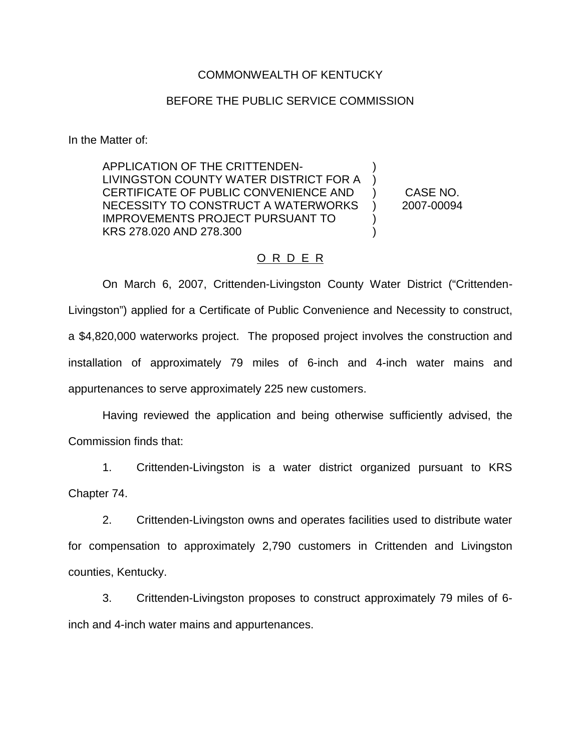COMMONWEALTH OF KENTUCKY

BEFORE THE PUBLIC SERVICE COMMISSION

In the Matter of:

| | | |
|---|---|---|
| APPLICATION OF THE CRITTENDEN-LIVINGSTON COUNTY WATER DISTRICT FOR A CERTIFICATE OF PUBLIC CONVENIENCE AND NECESSITY TO CONSTRUCT A WATERWORKS IMPROVEMENTS PROJECT PURSUANT TO KRS 278.020 AND 278.300 | ) ) ) ) ) ) | CASE NO. 2007-00094 |

O R D E R

On March 6, 2007, Crittenden-Livingston County Water District ("Crittenden-Livingston") applied for a Certificate of Public Convenience and Necessity to construct, a $4,820,000 waterworks project. The proposed project involves the construction and installation of approximately 79 miles of 6-inch and 4-inch water mains and appurtenances to serve approximately 225 new customers.

Having reviewed the application and being otherwise sufficiently advised, the Commission finds that:

1. Crittenden-Livingston is a water district organized pursuant to KRS Chapter 74.

2. Crittenden-Livingston owns and operates facilities used to distribute water for compensation to approximately 2,790 customers in Crittenden and Livingston counties, Kentucky.

3. Crittenden-Livingston proposes to construct approximately 79 miles of 6-inch and 4-inch water mains and appurtenances.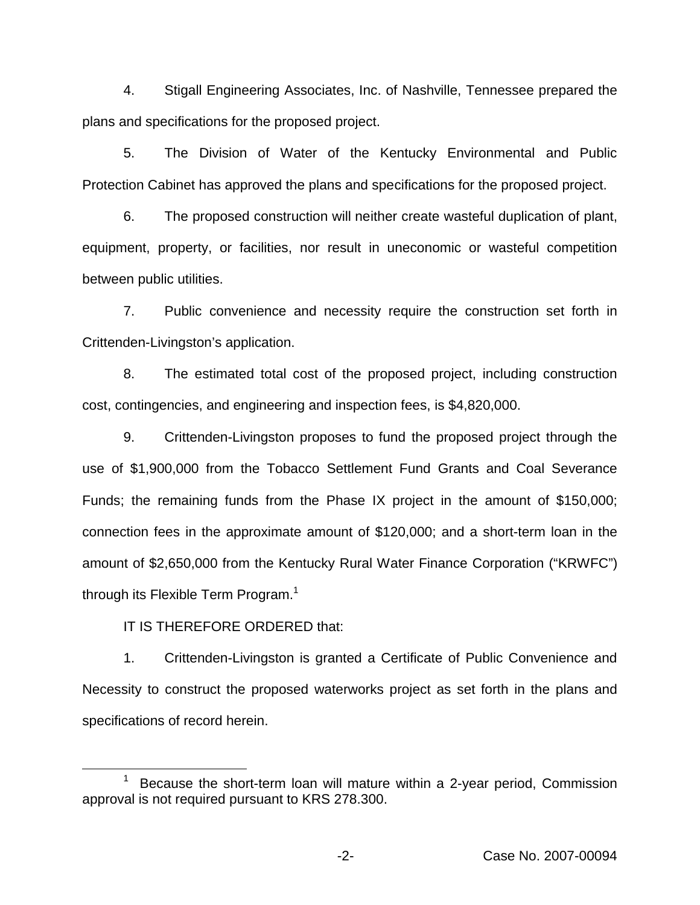4. Stigall Engineering Associates, Inc. of Nashville, Tennessee prepared the plans and specifications for the proposed project.

5. The Division of Water of the Kentucky Environmental and Public Protection Cabinet has approved the plans and specifications for the proposed project.

6. The proposed construction will neither create wasteful duplication of plant, equipment, property, or facilities, nor result in uneconomic or wasteful competition between public utilities.

7. Public convenience and necessity require the construction set forth in Crittenden-Livingston's application.

8. The estimated total cost of the proposed project, including construction cost, contingencies, and engineering and inspection fees, is $4,820,000.

9. Crittenden-Livingston proposes to fund the proposed project through the use of $1,900,000 from the Tobacco Settlement Fund Grants and Coal Severance Funds; the remaining funds from the Phase IX project in the amount of $150,000; connection fees in the approximate amount of $120,000; and a short-term loan in the amount of $2,650,000 from the Kentucky Rural Water Finance Corporation ("KRWFC") through its Flexible Term Program.[1]

IT IS THEREFORE ORDERED that:

1. Crittenden-Livingston is granted a Certificate of Public Convenience and Necessity to construct the proposed waterworks project as set forth in the plans and specifications of record herein.

---

[1] Because the short-term loan will mature within a 2-year period, Commission approval is not required pursuant to KRS 278.300.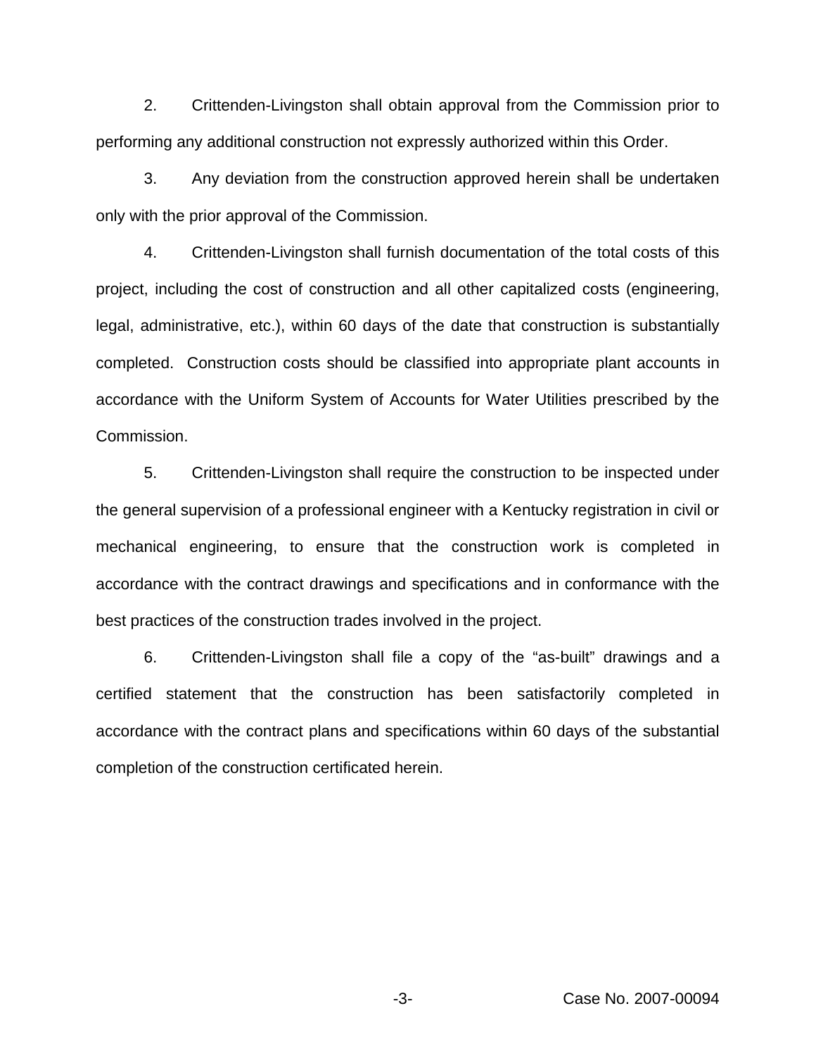2. Crittenden-Livingston shall obtain approval from the Commission prior to performing any additional construction not expressly authorized within this Order.

3. Any deviation from the construction approved herein shall be undertaken only with the prior approval of the Commission.

4. Crittenden-Livingston shall furnish documentation of the total costs of this project, including the cost of construction and all other capitalized costs (engineering, legal, administrative, etc.), within 60 days of the date that construction is substantially completed. Construction costs should be classified into appropriate plant accounts in accordance with the Uniform System of Accounts for Water Utilities prescribed by the Commission.

5. Crittenden-Livingston shall require the construction to be inspected under the general supervision of a professional engineer with a Kentucky registration in civil or mechanical engineering, to ensure that the construction work is completed in accordance with the contract drawings and specifications and in conformance with the best practices of the construction trades involved in the project.

6. Crittenden-Livingston shall file a copy of the "as-built" drawings and a certified statement that the construction has been satisfactorily completed in accordance with the contract plans and specifications within 60 days of the substantial completion of the construction certificated herein.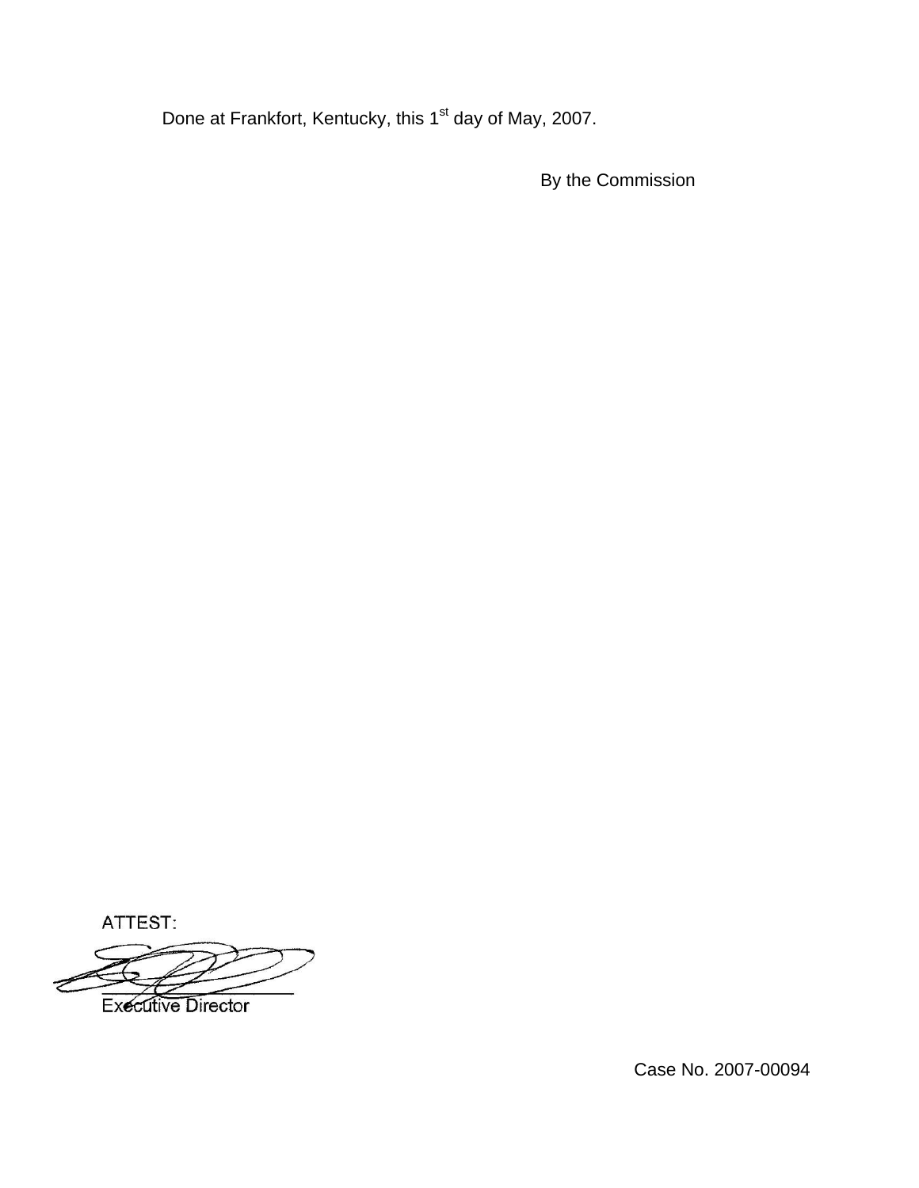Done at Frankfort, Kentucky, this 1[st] day of May, 2007.

By the Commission

ATTEST:

Executive Director

Case No. 2007-00094